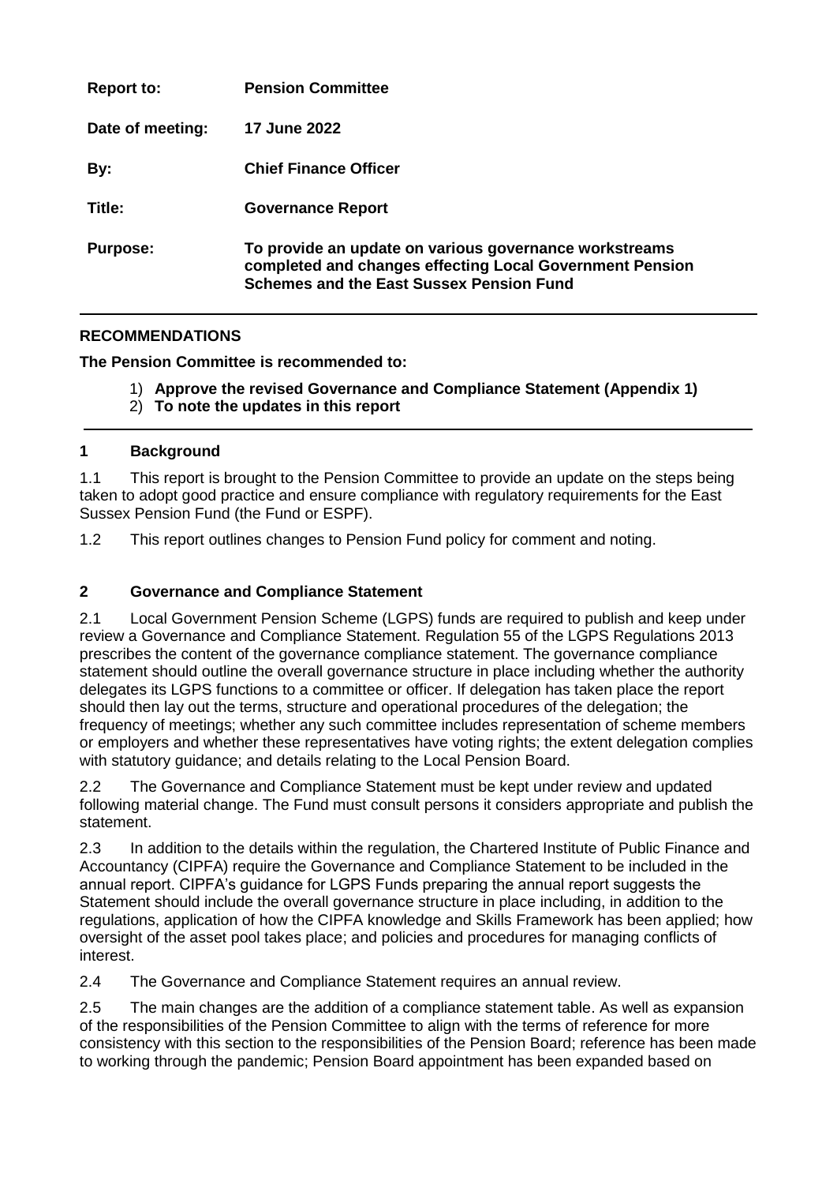| | |
|---|---|
| **Report to:** | **Pension Committee** |
| **Date of meeting:** | **17 June 2022** |
| **By:** | **Chief Finance Officer** |
| **Title:** | **Governance Report** |
| **Purpose:** | **To provide an update on various governance workstreams completed and changes effecting Local Government Pension Schemes and the East Sussex Pension Fund** |

---

## RECOMMENDATIONS

**The Pension Committee is recommended to:**

1) **Approve the revised Governance and Compliance Statement (Appendix 1)**
2) **To note the updates in this report**

---

## 1 Background

1.1 This report is brought to the Pension Committee to provide an update on the steps being taken to adopt good practice and ensure compliance with regulatory requirements for the East Sussex Pension Fund (the Fund or ESPF).

1.2 This report outlines changes to Pension Fund policy for comment and noting.

## 2 Governance and Compliance Statement

2.1 Local Government Pension Scheme (LGPS) funds are required to publish and keep under review a Governance and Compliance Statement. Regulation 55 of the LGPS Regulations 2013 prescribes the content of the governance compliance statement. The governance compliance statement should outline the overall governance structure in place including whether the authority delegates its LGPS functions to a committee or officer. If delegation has taken place the report should then lay out the terms, structure and operational procedures of the delegation; the frequency of meetings; whether any such committee includes representation of scheme members or employers and whether these representatives have voting rights; the extent delegation complies with statutory guidance; and details relating to the Local Pension Board.

2.2 The Governance and Compliance Statement must be kept under review and updated following material change. The Fund must consult persons it considers appropriate and publish the statement.

2.3 In addition to the details within the regulation, the Chartered Institute of Public Finance and Accountancy (CIPFA) require the Governance and Compliance Statement to be included in the annual report. CIPFA's guidance for LGPS Funds preparing the annual report suggests the Statement should include the overall governance structure in place including, in addition to the regulations, application of how the CIPFA knowledge and Skills Framework has been applied; how oversight of the asset pool takes place; and policies and procedures for managing conflicts of interest.

2.4 The Governance and Compliance Statement requires an annual review.

2.5 The main changes are the addition of a compliance statement table. As well as expansion of the responsibilities of the Pension Committee to align with the terms of reference for more consistency with this section to the responsibilities of the Pension Board; reference has been made to working through the pandemic; Pension Board appointment has been expanded based on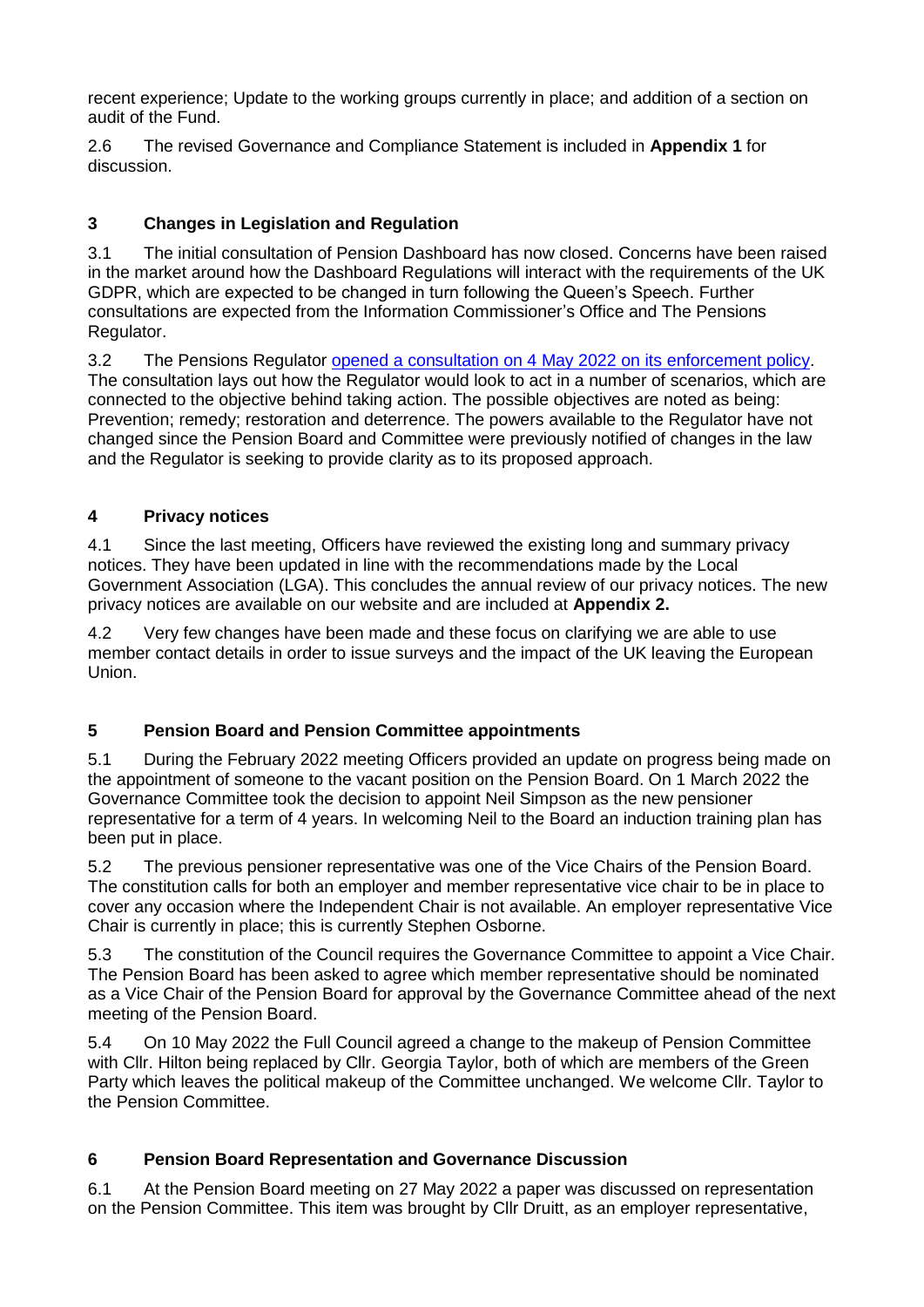recent experience; Update to the working groups currently in place; and addition of a section on audit of the Fund.

2.6 The revised Governance and Compliance Statement is included in **Appendix 1** for discussion.

## 3 Changes in Legislation and Regulation

3.1 The initial consultation of Pension Dashboard has now closed. Concerns have been raised in the market around how the Dashboard Regulations will interact with the requirements of the UK GDPR, which are expected to be changed in turn following the Queen's Speech. Further consultations are expected from the Information Commissioner's Office and The Pensions Regulator.

3.2 The Pensions Regulator opened a consultation on 4 May 2022 on its enforcement policy. The consultation lays out how the Regulator would look to act in a number of scenarios, which are connected to the objective behind taking action. The possible objectives are noted as being: Prevention; remedy; restoration and deterrence. The powers available to the Regulator have not changed since the Pension Board and Committee were previously notified of changes in the law and the Regulator is seeking to provide clarity as to its proposed approach.

## 4 Privacy notices

4.1 Since the last meeting, Officers have reviewed the existing long and summary privacy notices. They have been updated in line with the recommendations made by the Local Government Association (LGA). This concludes the annual review of our privacy notices. The new privacy notices are available on our website and are included at **Appendix 2.**

4.2 Very few changes have been made and these focus on clarifying we are able to use member contact details in order to issue surveys and the impact of the UK leaving the European Union.

## 5 Pension Board and Pension Committee appointments

5.1 During the February 2022 meeting Officers provided an update on progress being made on the appointment of someone to the vacant position on the Pension Board. On 1 March 2022 the Governance Committee took the decision to appoint Neil Simpson as the new pensioner representative for a term of 4 years. In welcoming Neil to the Board an induction training plan has been put in place.

5.2 The previous pensioner representative was one of the Vice Chairs of the Pension Board. The constitution calls for both an employer and member representative vice chair to be in place to cover any occasion where the Independent Chair is not available. An employer representative Vice Chair is currently in place; this is currently Stephen Osborne.

5.3 The constitution of the Council requires the Governance Committee to appoint a Vice Chair. The Pension Board has been asked to agree which member representative should be nominated as a Vice Chair of the Pension Board for approval by the Governance Committee ahead of the next meeting of the Pension Board.

5.4 On 10 May 2022 the Full Council agreed a change to the makeup of Pension Committee with Cllr. Hilton being replaced by Cllr. Georgia Taylor, both of which are members of the Green Party which leaves the political makeup of the Committee unchanged. We welcome Cllr. Taylor to the Pension Committee.

## 6 Pension Board Representation and Governance Discussion

6.1 At the Pension Board meeting on 27 May 2022 a paper was discussed on representation on the Pension Committee. This item was brought by Cllr Druitt, as an employer representative,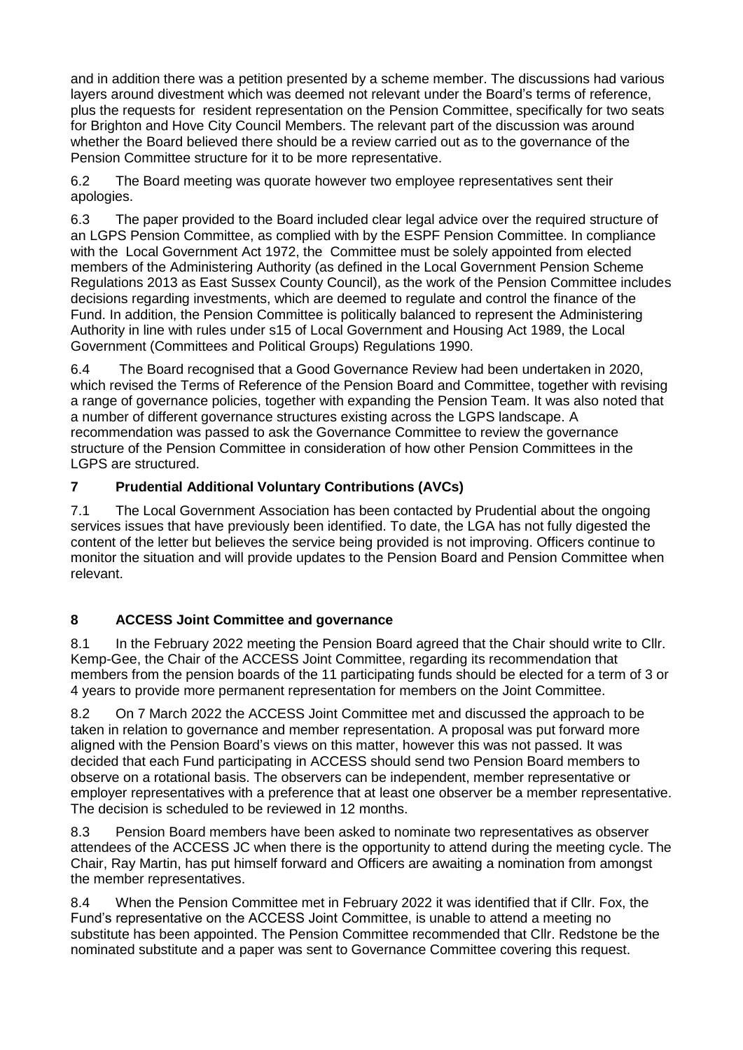and in addition there was a petition presented by a scheme member. The discussions had various layers around divestment which was deemed not relevant under the Board's terms of reference, plus the requests for resident representation on the Pension Committee, specifically for two seats for Brighton and Hove City Council Members. The relevant part of the discussion was around whether the Board believed there should be a review carried out as to the governance of the Pension Committee structure for it to be more representative.

6.2 The Board meeting was quorate however two employee representatives sent their apologies.

6.3 The paper provided to the Board included clear legal advice over the required structure of an LGPS Pension Committee, as complied with by the ESPF Pension Committee. In compliance with the Local Government Act 1972, the Committee must be solely appointed from elected members of the Administering Authority (as defined in the Local Government Pension Scheme Regulations 2013 as East Sussex County Council), as the work of the Pension Committee includes decisions regarding investments, which are deemed to regulate and control the finance of the Fund. In addition, the Pension Committee is politically balanced to represent the Administering Authority in line with rules under s15 of Local Government and Housing Act 1989, the Local Government (Committees and Political Groups) Regulations 1990.

6.4 The Board recognised that a Good Governance Review had been undertaken in 2020, which revised the Terms of Reference of the Pension Board and Committee, together with revising a range of governance policies, together with expanding the Pension Team. It was also noted that a number of different governance structures existing across the LGPS landscape. A recommendation was passed to ask the Governance Committee to review the governance structure of the Pension Committee in consideration of how other Pension Committees in the LGPS are structured.

## 7 Prudential Additional Voluntary Contributions (AVCs)

7.1 The Local Government Association has been contacted by Prudential about the ongoing services issues that have previously been identified. To date, the LGA has not fully digested the content of the letter but believes the service being provided is not improving. Officers continue to monitor the situation and will provide updates to the Pension Board and Pension Committee when relevant.

## 8 ACCESS Joint Committee and governance

8.1 In the February 2022 meeting the Pension Board agreed that the Chair should write to Cllr. Kemp-Gee, the Chair of the ACCESS Joint Committee, regarding its recommendation that members from the pension boards of the 11 participating funds should be elected for a term of 3 or 4 years to provide more permanent representation for members on the Joint Committee.

8.2 On 7 March 2022 the ACCESS Joint Committee met and discussed the approach to be taken in relation to governance and member representation. A proposal was put forward more aligned with the Pension Board's views on this matter, however this was not passed. It was decided that each Fund participating in ACCESS should send two Pension Board members to observe on a rotational basis. The observers can be independent, member representative or employer representatives with a preference that at least one observer be a member representative. The decision is scheduled to be reviewed in 12 months.

8.3 Pension Board members have been asked to nominate two representatives as observer attendees of the ACCESS JC when there is the opportunity to attend during the meeting cycle. The Chair, Ray Martin, has put himself forward and Officers are awaiting a nomination from amongst the member representatives.

8.4 When the Pension Committee met in February 2022 it was identified that if Cllr. Fox, the Fund's representative on the ACCESS Joint Committee, is unable to attend a meeting no substitute has been appointed. The Pension Committee recommended that Cllr. Redstone be the nominated substitute and a paper was sent to Governance Committee covering this request.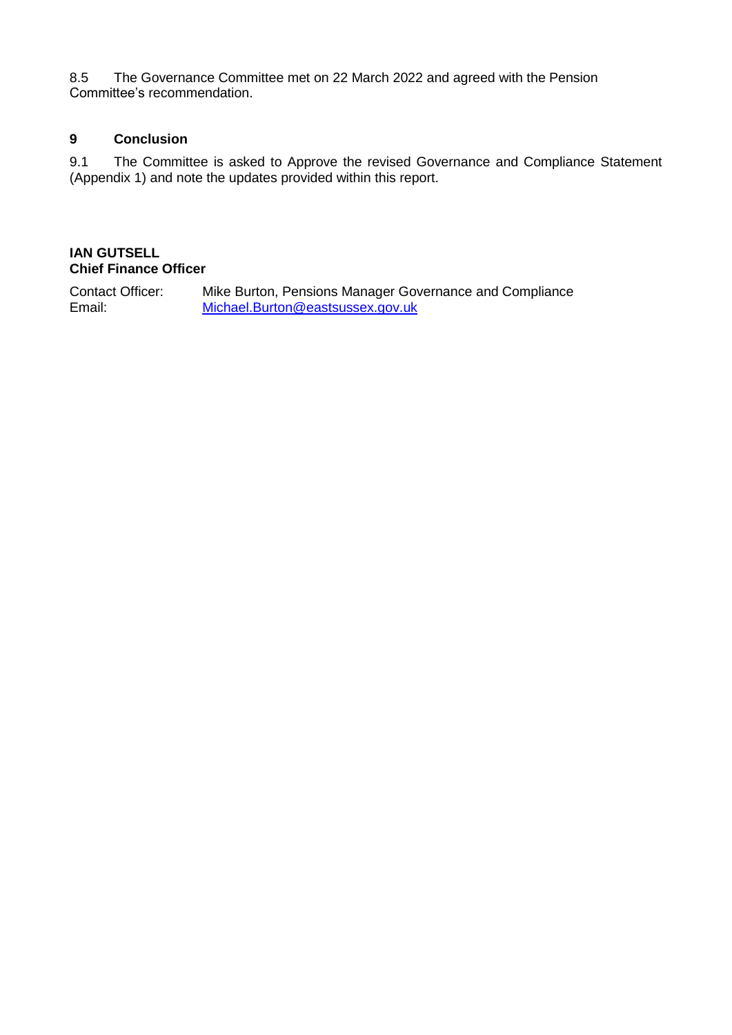8.5 The Governance Committee met on 22 March 2022 and agreed with the Pension Committee's recommendation.

## 9 Conclusion

9.1 The Committee is asked to Approve the revised Governance and Compliance Statement (Appendix 1) and note the updates provided within this report.

**IAN GUTSELL**
**Chief Finance Officer**

Contact Officer: Mike Burton, Pensions Manager Governance and Compliance
Email: Michael.Burton@eastsussex.gov.uk